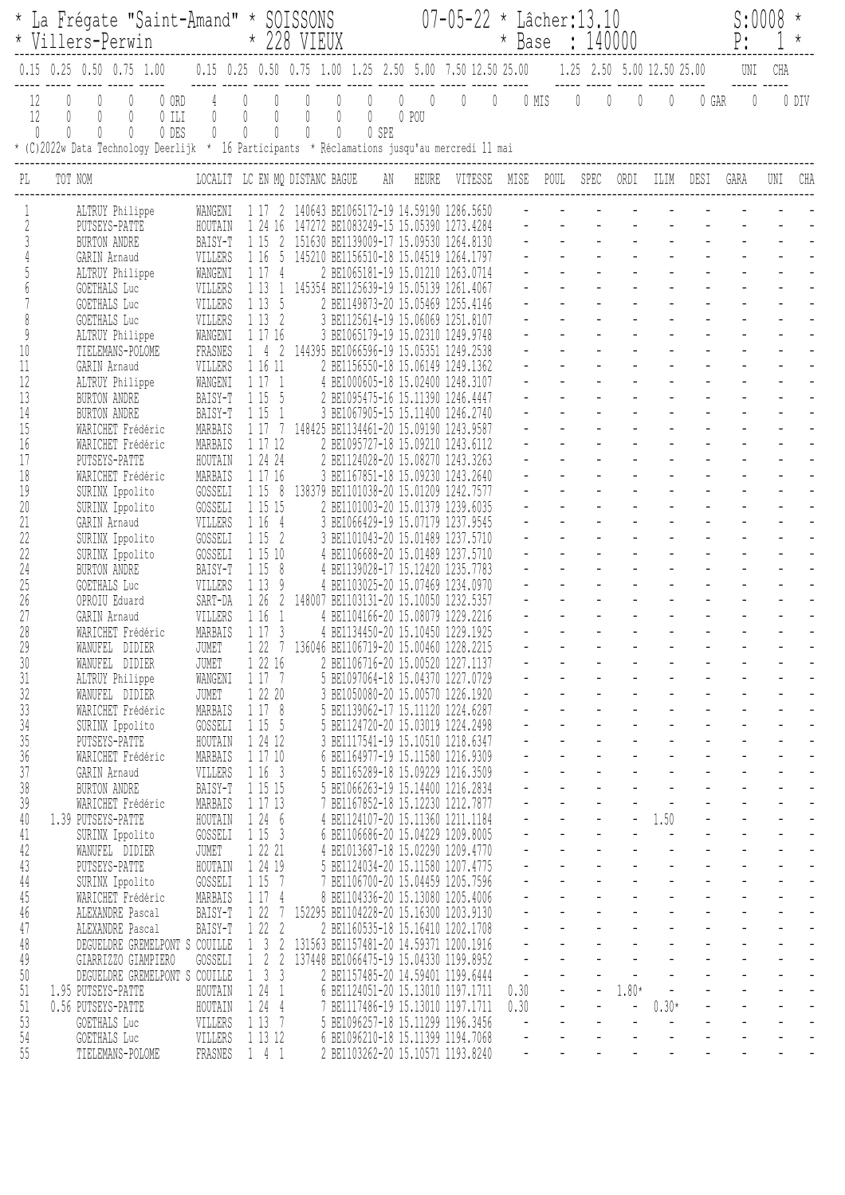\* La Frégate "Saint-Amand" \* SOISSONS 07-05-22 \* Lâcher:13.10 S:0008 \*
\* Villers-Perwin \* 228 VIEUX \* Base : 140000 P: 1 \*

| 0.15 | 0.25 | 0.50 | 0.75 | 1.00 | | 0.15 | 0.25 | 0.50 | 0.75 | 1.00 | 1.25 | 2.50 | 5.00 | 7.50 | 12.50 | 25.00 | | 1.25 | 2.50 | 5.00 | 12.50 | 25.00 | | UNI | CHA | |
|---|---|---|---|---|---|---|---|---|---|---|---|---|---|---|---|---|---|---|---|---|---|---|---|---|---|---|
| 12 | 0 | 0 | 0 | 0 | ORD | 4 | 0 | 0 | 0 | 0 | 0 | 0 | 0 | 0 | 0 | 0 | MIS | 0 | 0 | 0 | 0 | 0 | GAR | 0 | 0 | DIV |
| 12 | 0 | 0 | 0 | 0 | ILI | 0 | 0 | 0 | 0 | 0 | 0 | 0 | POU | | | | | | | | | | | | | |
| 0 | 0 | 0 | 0 | 0 | DES | 0 | 0 | 0 | 0 | 0 | 0 | SPE | | | | | | | | | | | | | | |

\* (C)2022w Data Technology Deerlijk \* 16 Participants \* Réclamations jusqu'au mercredi 11 mai

| PL | TOT | NOM | LOCALIT | LC | EN | MQ | DISTANC | BAGUE | AN | HEURE | VITESSE | MISE | POUL | SPEC | ORDI | ILIM | DESI | GARA | UNI | CHA |
|---|---|---|---|---|---|---|---|---|---|---|---|---|---|---|---|---|---|---|---|---|
| 1 | | ALTRUY Philippe | WANGENI | 1 | 17 | 2 | 140643 | BE1065172-19 | | 14.59190 | 1286.5650 | - | - | - | - | - | - | - | - | - |
| 2 | | PUTSEYS-PATTE | HOUTAIN | 1 | 24 | 16 | 147272 | BE1083249-15 | | 15.05390 | 1273.4284 | - | - | - | - | - | - | - | - | - |
| 3 | | BURTON ANDRE | BAISY-T | 1 | 15 | 2 | 151630 | BE1139009-17 | | 15.09530 | 1264.8130 | - | - | - | - | - | - | - | - | - |
| 4 | | GARIN Arnaud | VILLERS | 1 | 16 | 5 | 145210 | BE1156510-18 | | 15.04519 | 1264.1797 | - | - | - | - | - | - | - | - | - |
| 5 | | ALTRUY Philippe | WANGENI | 1 | 17 | 4 | 2 | BE1065181-19 | | 15.01210 | 1263.0714 | - | - | - | - | - | - | - | - | - |
| 6 | | GOETHALS Luc | VILLERS | 1 | 13 | 1 | 145354 | BE1125639-19 | | 15.05139 | 1261.4067 | - | - | - | - | - | - | - | - | - |
| 7 | | GOETHALS Luc | VILLERS | 1 | 13 | 5 | 2 | BE1149873-20 | | 15.05469 | 1255.4146 | - | - | - | - | - | - | - | - | - |
| 8 | | GOETHALS Luc | VILLERS | 1 | 13 | 2 | 3 | BE1125614-19 | | 15.06069 | 1251.8107 | - | - | - | - | - | - | - | - | - |
| 9 | | ALTRUY Philippe | WANGENI | 1 | 17 | 16 | 3 | BE1065179-19 | | 15.02310 | 1249.9748 | - | - | - | - | - | - | - | - | - |
| 10 | | TIELEMANS-POLOME | FRASNES | 1 | 4 | 2 | 144395 | BE1066596-19 | | 15.05351 | 1249.2538 | - | - | - | - | - | - | - | - | - |
| 11 | | GARIN Arnaud | VILLERS | 1 | 16 | 11 | 2 | BE1156550-18 | | 15.06149 | 1249.1362 | - | - | - | - | - | - | - | - | - |
| 12 | | ALTRUY Philippe | WANGENI | 1 | 17 | 1 | 4 | BE1000605-18 | | 15.02400 | 1248.3107 | - | - | - | - | - | - | - | - | - |
| 13 | | BURTON ANDRE | BAISY-T | 1 | 15 | 5 | 2 | BE1095475-16 | | 15.11390 | 1246.4447 | - | - | - | - | - | - | - | - | - |
| 14 | | BURTON ANDRE | BAISY-T | 1 | 15 | 1 | 3 | BE1067905-15 | | 15.11400 | 1246.2740 | - | - | - | - | - | - | - | - | - |
| 15 | | WARICHET Frédéric | MARBAIS | 1 | 17 | 7 | 148425 | BE1134461-20 | | 15.09190 | 1243.9587 | - | - | - | - | - | - | - | - | - |
| 16 | | WARICHET Frédéric | MARBAIS | 1 | 17 | 12 | 2 | BE1095727-18 | | 15.09210 | 1243.6112 | - | - | - | - | - | - | - | - | - |
| 17 | | PUTSEYS-PATTE | HOUTAIN | 1 | 24 | 24 | 2 | BE1124028-20 | | 15.08270 | 1243.3263 | - | - | - | - | - | - | - | - | - |
| 18 | | WARICHET Frédéric | MARBAIS | 1 | 17 | 16 | 3 | BE1167851-18 | | 15.09230 | 1243.2640 | - | - | - | - | - | - | - | - | - |
| 19 | | SURINX Ippolito | GOSSELI | 1 | 15 | 8 | 138379 | BE1101038-20 | | 15.01209 | 1242.7577 | - | - | - | - | - | - | - | - | - |
| 20 | | SURINX Ippolito | GOSSELI | 1 | 15 | 15 | 2 | BE1101003-20 | | 15.01379 | 1239.6035 | - | - | - | - | - | - | - | - | - |
| 21 | | GARIN Arnaud | VILLERS | 1 | 16 | 4 | 3 | BE1066429-19 | | 15.07179 | 1237.9545 | - | - | - | - | - | - | - | - | - |
| 22 | | SURINX Ippolito | GOSSELI | 1 | 15 | 2 | 3 | BE1101043-20 | | 15.01489 | 1237.5710 | - | - | - | - | - | - | - | - | - |
| 22 | | SURINX Ippolito | GOSSELI | 1 | 15 | 10 | 4 | BE1106688-20 | | 15.01489 | 1237.5710 | - | - | - | - | - | - | - | - | - |
| 24 | | BURTON ANDRE | BAISY-T | 1 | 15 | 8 | 4 | BE1139028-17 | | 15.12420 | 1235.7783 | - | - | - | - | - | - | - | - | - |
| 25 | | GOETHALS Luc | VILLERS | 1 | 13 | 9 | 4 | BE1103025-20 | | 15.07469 | 1234.0970 | - | - | - | - | - | - | - | - | - |
| 26 | | OPROIU Eduard | SART-DA | 1 | 26 | 2 | 148007 | BE1103131-20 | | 15.10050 | 1232.5357 | - | - | - | - | - | - | - | - | - |
| 27 | | GARIN Arnaud | VILLERS | 1 | 16 | 1 | 4 | BE1104166-20 | | 15.08079 | 1229.2216 | - | - | - | - | - | - | - | - | - |
| 28 | | WARICHET Frédéric | MARBAIS | 1 | 17 | 3 | 4 | BE1134450-20 | | 15.10450 | 1229.1925 | - | - | - | - | - | - | - | - | - |
| 29 | | WANUFEL DIDIER | JUMET | 1 | 22 | 7 | 136046 | BE1106719-20 | | 15.00460 | 1228.2215 | - | - | - | - | - | - | - | - | - |
| 30 | | WANUFEL DIDIER | JUMET | 1 | 22 | 16 | 2 | BE1106716-20 | | 15.00520 | 1227.1137 | - | - | - | - | - | - | - | - | - |
| 31 | | ALTRUY Philippe | WANGENI | 1 | 17 | 7 | 5 | BE1097064-18 | | 15.04370 | 1227.0729 | - | - | - | - | - | - | - | - | - |
| 32 | | WANUFEL DIDIER | JUMET | 1 | 22 | 20 | 3 | BE1050080-20 | | 15.00570 | 1226.1920 | - | - | - | - | - | - | - | - | - |
| 33 | | WARICHET Frédéric | MARBAIS | 1 | 17 | 8 | 5 | BE1139062-17 | | 15.11120 | 1224.6287 | - | - | - | - | - | - | - | - | - |
| 34 | | SURINX Ippolito | GOSSELI | 1 | 15 | 5 | 5 | BE1124720-20 | | 15.03019 | 1224.2498 | - | - | - | - | - | - | - | - | - |
| 35 | | PUTSEYS-PATTE | HOUTAIN | 1 | 24 | 12 | 3 | BE1117541-19 | | 15.10510 | 1218.6347 | - | - | - | - | - | - | - | - | - |
| 36 | | WARICHET Frédéric | MARBAIS | 1 | 17 | 10 | 6 | BE1164977-19 | | 15.11580 | 1216.9309 | - | - | - | - | - | - | - | - | - |
| 37 | | GARIN Arnaud | VILLERS | 1 | 16 | 3 | 5 | BE1165289-18 | | 15.09229 | 1216.3509 | - | - | - | - | - | - | - | - | - |
| 38 | | BURTON ANDRE | BAISY-T | 1 | 15 | 15 | 5 | BE1066263-19 | | 15.14400 | 1216.2834 | - | - | - | - | - | - | - | - | - |
| 39 | | WARICHET Frédéric | MARBAIS | 1 | 17 | 13 | 7 | BE1167852-18 | | 15.12230 | 1212.7877 | - | - | - | - | - | - | - | - | - |
| 40 | 1.39 | PUTSEYS-PATTE | HOUTAIN | 1 | 24 | 6 | 4 | BE1124107-20 | | 15.11360 | 1211.1184 | - | - | - | - | 1.50 | - | - | - | - |
| 41 | | SURINX Ippolito | GOSSELI | 1 | 15 | 3 | 6 | BE1106686-20 | | 15.04229 | 1209.8005 | - | - | - | - | - | - | - | - | - |
| 42 | | WANUFEL DIDIER | JUMET | 1 | 22 | 21 | 4 | BE1013687-18 | | 15.02290 | 1209.4770 | - | - | - | - | - | - | - | - | - |
| 43 | | PUTSEYS-PATTE | HOUTAIN | 1 | 24 | 19 | 5 | BE1124034-20 | | 15.11580 | 1207.4775 | - | - | - | - | - | - | - | - | - |
| 44 | | SURINX Ippolito | GOSSELI | 1 | 15 | 7 | 7 | BE1106700-20 | | 15.04459 | 1205.7596 | - | - | - | - | - | - | - | - | - |
| 45 | | WARICHET Frédéric | MARBAIS | 1 | 17 | 4 | 8 | BE1104336-20 | | 15.13080 | 1205.4006 | - | - | - | - | - | - | - | - | - |
| 46 | | ALEXANDRE Pascal | BAISY-T | 1 | 22 | 7 | 152295 | BE1104228-20 | | 15.16300 | 1203.9130 | - | - | - | - | - | - | - | - | - |
| 47 | | ALEXANDRE Pascal | BAISY-T | 1 | 22 | 2 | 2 | BE1160535-18 | | 15.16410 | 1202.1708 | - | - | - | - | - | - | - | - | - |
| 48 | | DEGUELDRE GREMELPONT S | COUILLE | 1 | 3 | 2 | 131563 | BE1157481-20 | | 14.59371 | 1200.1916 | - | - | - | - | - | - | - | - | - |
| 49 | | GIARRIZZO GIAMPIERO | GOSSELI | 1 | 2 | 2 | 137448 | BE1066475-19 | | 15.04330 | 1199.8952 | - | - | - | - | - | - | - | - | - |
| 50 | | DEGUELDRE GREMELPONT S | COUILLE | 1 | 3 | 3 | 2 | BE1157485-20 | | 14.59401 | 1199.6444 | - | - | - | - | - | - | - | - | - |
| 51 | 1.95 | PUTSEYS-PATTE | HOUTAIN | 1 | 24 | 1 | 6 | BE1124051-20 | | 15.13010 | 1197.1711 | 0.30 | - | - | 1.80* | - | - | - | - | - |
| 51 | 0.56 | PUTSEYS-PATTE | HOUTAIN | 1 | 24 | 4 | 7 | BE1117486-19 | | 15.13010 | 1197.1711 | 0.30 | - | - | - | 0.30* | - | - | - | - |
| 53 | | GOETHALS Luc | VILLERS | 1 | 13 | 7 | 5 | BE1096257-18 | | 15.11299 | 1196.3456 | - | - | - | - | - | - | - | - | - |
| 54 | | GOETHALS Luc | VILLERS | 1 | 13 | 12 | 6 | BE1096210-18 | | 15.11399 | 1194.7068 | - | - | - | - | - | - | - | - | - |
| 55 | | TIELEMANS-POLOME | FRASNES | 1 | 4 | 1 | 2 | BE1103262-20 | | 15.10571 | 1193.8240 | - | - | - | - | - | - | - | - | - |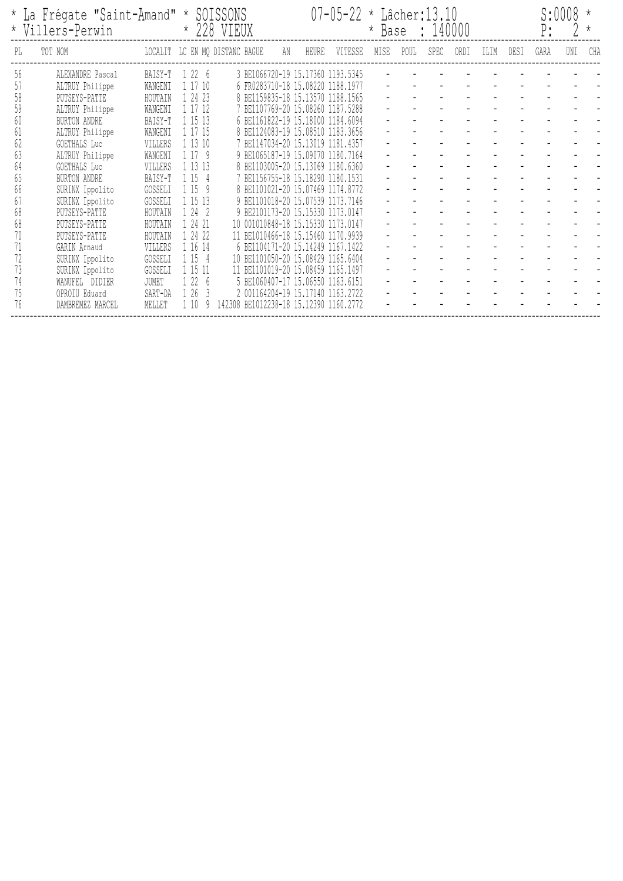\* La Frégate "Saint-Amand" \* SOISSONS 07-05-22 \* Lâcher:13.10 S:0008 \*
\* Villers-Perwin \* 228 VIEUX \* Base : 140000 P: 2 \*

| PL | TOT | NOM | LOCALIT | LC | EN | MQ | DISTANC | BAGUE | AN | HEURE | VITESSE | MISE | POUL | SPEC | ORDI | ILIM | DESI | GARA | UNI | CHA |
|---|---|---|---|---|---|---|---|---|---|---|---|---|---|---|---|---|---|---|---|---|
| 56 | | ALEXANDRE Pascal | BAISY-T | 1 | 22 | 6 | | 3 BE1066720-19 | | 15.17360 | 1193.5345 | - | - | - | - | - | - | - | - | - |
| 57 | | ALTRUY Philippe | WANGENI | 1 | 17 | 10 | | 6 FR0283710-18 | | 15.08220 | 1188.1977 | - | - | - | - | - | - | - | - | - |
| 58 | | PUTSEYS-PATTE | HOUTAIN | 1 | 24 | 23 | | 8 BE1159835-18 | | 15.13570 | 1188.1565 | - | - | - | - | - | - | - | - | - |
| 59 | | ALTRUY Philippe | WANGENI | 1 | 17 | 12 | | 7 BE1107769-20 | | 15.08260 | 1187.5288 | - | - | - | - | - | - | - | - | - |
| 60 | | BURTON ANDRE | BAISY-T | 1 | 15 | 13 | | 6 BE1161822-19 | | 15.18000 | 1184.6094 | - | - | - | - | - | - | - | - | - |
| 61 | | ALTRUY Philippe | WANGENI | 1 | 17 | 15 | | 8 BE1124083-19 | | 15.08510 | 1183.3656 | - | - | - | - | - | - | - | - | - |
| 62 | | GOETHALS Luc | VILLERS | 1 | 13 | 10 | | 7 BE1147034-20 | | 15.13019 | 1181.4357 | - | - | - | - | - | - | - | - | - |
| 63 | | ALTRUY Philippe | WANGENI | 1 | 17 | 9 | | 9 BE1065187-19 | | 15.09070 | 1180.7164 | - | - | - | - | - | - | - | - | - |
| 64 | | GOETHALS Luc | VILLERS | 1 | 13 | 13 | | 8 BE1103005-20 | | 15.13069 | 1180.6360 | - | - | - | - | - | - | - | - | - |
| 65 | | BURTON ANDRE | BAISY-T | 1 | 15 | 4 | | 7 BE1156755-18 | | 15.18290 | 1180.1531 | - | - | - | - | - | - | - | - | - |
| 66 | | SURINX Ippolito | GOSSELI | 1 | 15 | 9 | | 8 BE1101021-20 | | 15.07469 | 1174.8772 | - | - | - | - | - | - | - | - | - |
| 67 | | SURINX Ippolito | GOSSELI | 1 | 15 | 13 | | 9 BE1101018-20 | | 15.07539 | 1173.7146 | - | - | - | - | - | - | - | - | - |
| 68 | | PUTSEYS-PATTE | HOUTAIN | 1 | 24 | 2 | | 9 BE2101173-20 | | 15.15330 | 1173.0147 | - | - | - | - | - | - | - | - | - |
| 68 | | PUTSEYS-PATTE | HOUTAIN | 1 | 24 | 21 | | 10 001010848-18 | | 15.15330 | 1173.0147 | - | - | - | - | - | - | - | - | - |
| 70 | | PUTSEYS-PATTE | HOUTAIN | 1 | 24 | 22 | | 11 BE1010466-18 | | 15.15460 | 1170.9939 | - | - | - | - | - | - | - | - | - |
| 71 | | GARIN Arnaud | VILLERS | 1 | 16 | 14 | | 6 BE1104171-20 | | 15.14249 | 1167.1422 | - | - | - | - | - | - | - | - | - |
| 72 | | SURINX Ippolito | GOSSELI | 1 | 15 | 4 | | 10 BE1101050-20 | | 15.08429 | 1165.6404 | - | - | - | - | - | - | - | - | - |
| 73 | | SURINX Ippolito | GOSSELI | 1 | 15 | 11 | | 11 BE1101019-20 | | 15.08459 | 1165.1497 | - | - | - | - | - | - | - | - | - |
| 74 | | WANUFEL DIDIER | JUMET | 1 | 22 | 6 | | 5 BE1060407-17 | | 15.06550 | 1163.6151 | - | - | - | - | - | - | - | - | - |
| 75 | | OPROIU Eduard | SART-DA | 1 | 26 | 3 | | 2 001164204-19 | | 15.17140 | 1163.2722 | - | - | - | - | - | - | - | - | - |
| 76 | | DAMBREMEZ MARCEL | MELLET | 1 | 10 | 9 | 142308 | BE1012238-18 | | 15.12390 | 1160.2772 | - | - | - | - | - | - | - | - | - |